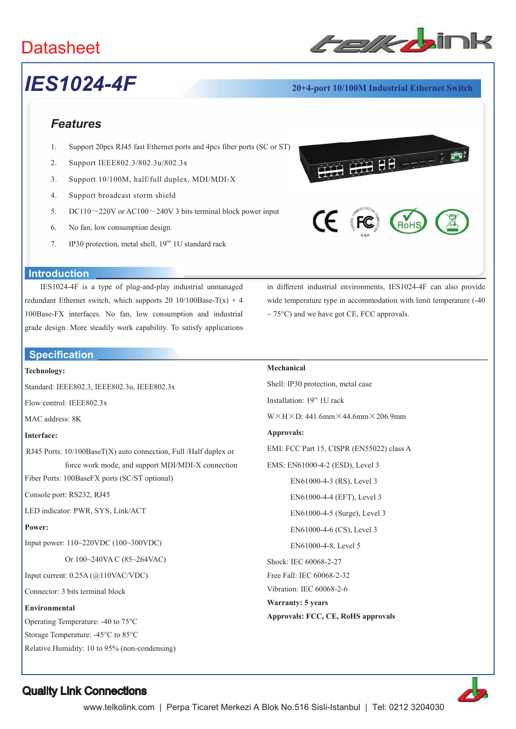# Datasheet

## IES1024-4F

**20+4-port 10/100M Industrial Ethernet Switch**

### Features

1. Support 20pcs RJ45 fast Ethernet ports and 4pcs fiber ports (SC or ST)
2. Support IEEE802.3/802.3u/802.3x
3. Support 10/100M, half/full duplex, MDI/MDI-X
4. Support broadcast storm shield
5. DC110～220V or AC100～240V 3 bits terminal block power input
6. No fan, low consumption design.
7. IP30 protection, metal shell, 19"' 1U standard rack

## Introduction

IES1024-4F is a type of plug-and-play industrial unmanaged redundant Ethernet switch, which supports 20 10/100Base-T(x) + 4 100Base-FX interfaces. No fan, low consumption and industrial grade design. More steadily work capability. To satisfy applications in different industrial environments, IES1024-4F can also provide wide temperature type in accommodation with limit temperature (-40 ~ 75°C) and we have got CE, FCC approvals.

## Specification

**Technology:**

Standard: IEEE802.3, IEEE802.3u, IEEE802.3x

Flow control: IEEE802.3x

MAC address: 8K

**Interface:**

RJ45 Ports: 10/100BaseT(X) auto connection, Full /Half duplex or force work mode, and support MDI/MDI-X connection

Fiber Ports: 100BaseFX ports (SC/ST optional)

Console port: RS232, RJ45

LED indicator: PWR, SYS, Link/ACT

**Power:**

Input power: 110~220VDC (100~300VDC)

Or 100~240VA C (85~264VAC)

Input current: 0.25A (@110VAC/VDC)

Connector: 3 bits terminal block

**Environmental**

Operating Temperature: -40 to 75°C

Storage Temperature: -45°C to 85°C

Relative Humidity: 10 to 95% (non-condensing)

**Mechanical**

Shell: IP30 protection, metal case

Installation: 19" 1U rack

W×H×D: 441.6mm×44.6mm×206.9mm

**Approvals:**

EMI: FCC Part 15, CISPR (EN55022) class A

EMS: EN61000-4-2 (ESD), Level 3

EN61000-4-3 (RS), Level 3

EN61000-4-4 (EFT), Level 3

EN61000-4-5 (Surge), Level 3

EN61000-4-6 (CS), Level 3

EN61000-4-8, Level 5

Shock: IEC 60068-2-27

Free Fall: IEC 60068-2-32

Vibration: IEC 60068-2-6

**Warranty: 5 years**

**Approvals: FCC, CE, RoHS approvals**

**Quality Link Connections**

www.telkolink.com | Perpa Ticaret Merkezi A Blok No.516 Sisli-Istanbul | Tel: 0212 3204030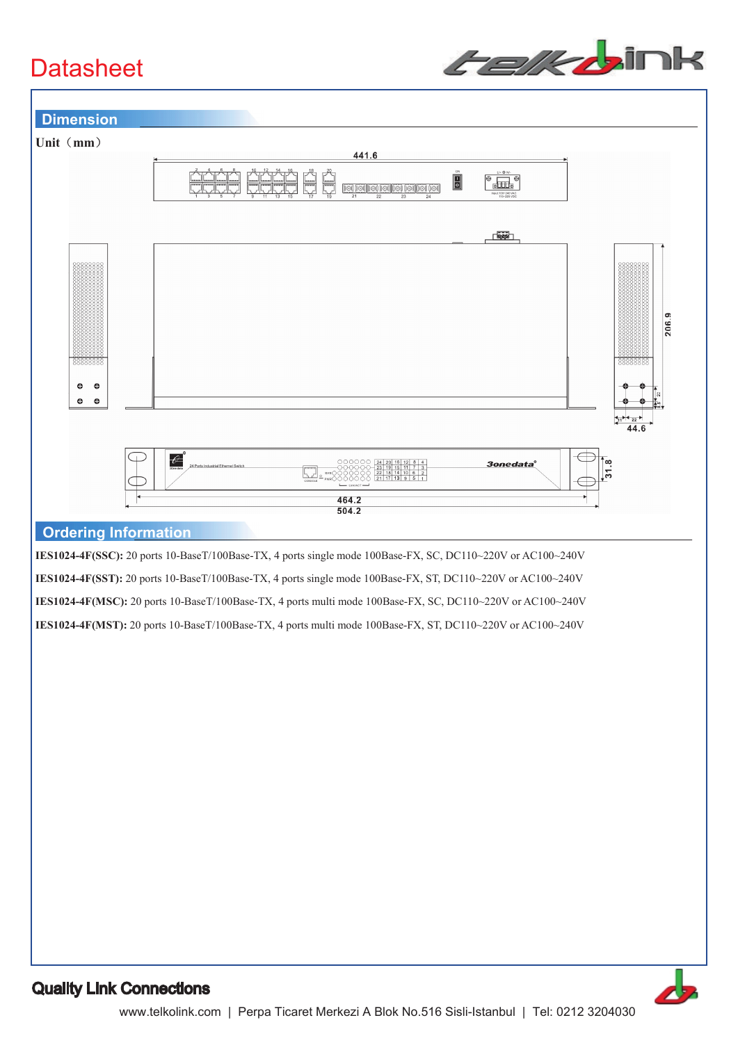## Dimension

Unit（mm）

441.6

206.9

44.6

31.8

464.2

504.2

## Ordering Information

**IES1024-4F(SSC):** 20 ports 10-BaseT/100Base-TX, 4 ports single mode 100Base-FX, SC, DC110~220V or AC100~240V

**IES1024-4F(SST):** 20 ports 10-BaseT/100Base-TX, 4 ports single mode 100Base-FX, ST, DC110~220V or AC100~240V

**IES1024-4F(MSC):** 20 ports 10-BaseT/100Base-TX, 4 ports multi mode 100Base-FX, SC, DC110~220V or AC100~240V

**IES1024-4F(MST):** 20 ports 10-BaseT/100Base-TX, 4 ports multi mode 100Base-FX, ST, DC110~220V or AC100~240V